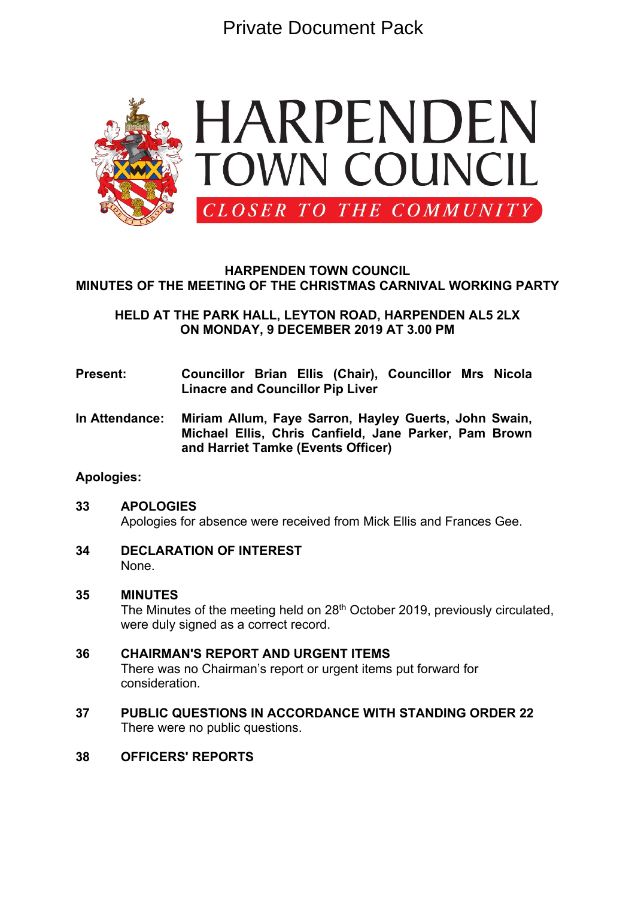Private Document Pack

HARPENDEN TOWN COUNCIL

CLOSER TO THE COMMUNITY

# HARPENDEN TOWN COUNCIL
## MINUTES OF THE MEETING OF THE CHRISTMAS CARNIVAL WORKING PARTY

**HELD AT THE PARK HALL, LEYTON ROAD, HARPENDEN AL5 2LX**
**ON MONDAY, 9 DECEMBER 2019 AT 3.00 PM**

**Present:** **Councillor Brian Ellis (Chair), Councillor Mrs Nicola Linacre and Councillor Pip Liver**

**In Attendance:** **Miriam Allum, Faye Sarron, Hayley Geurts, John Swain, Michael Ellis, Chris Canfield, Jane Parker, Pam Brown and Harriet Tamke (Events Officer)**

**Apologies:**

**33 APOLOGIES**

Apologies for absence were received from Mick Ellis and Frances Gee.

**34 DECLARATION OF INTEREST**

None.

**35 MINUTES**

The Minutes of the meeting held on 28th October 2019, previously circulated, were duly signed as a correct record.

**36 CHAIRMAN'S REPORT AND URGENT ITEMS**

There was no Chairman's report or urgent items put forward for consideration.

**37 PUBLIC QUESTIONS IN ACCORDANCE WITH STANDING ORDER 22**

There were no public questions.

**38 OFFICERS' REPORTS**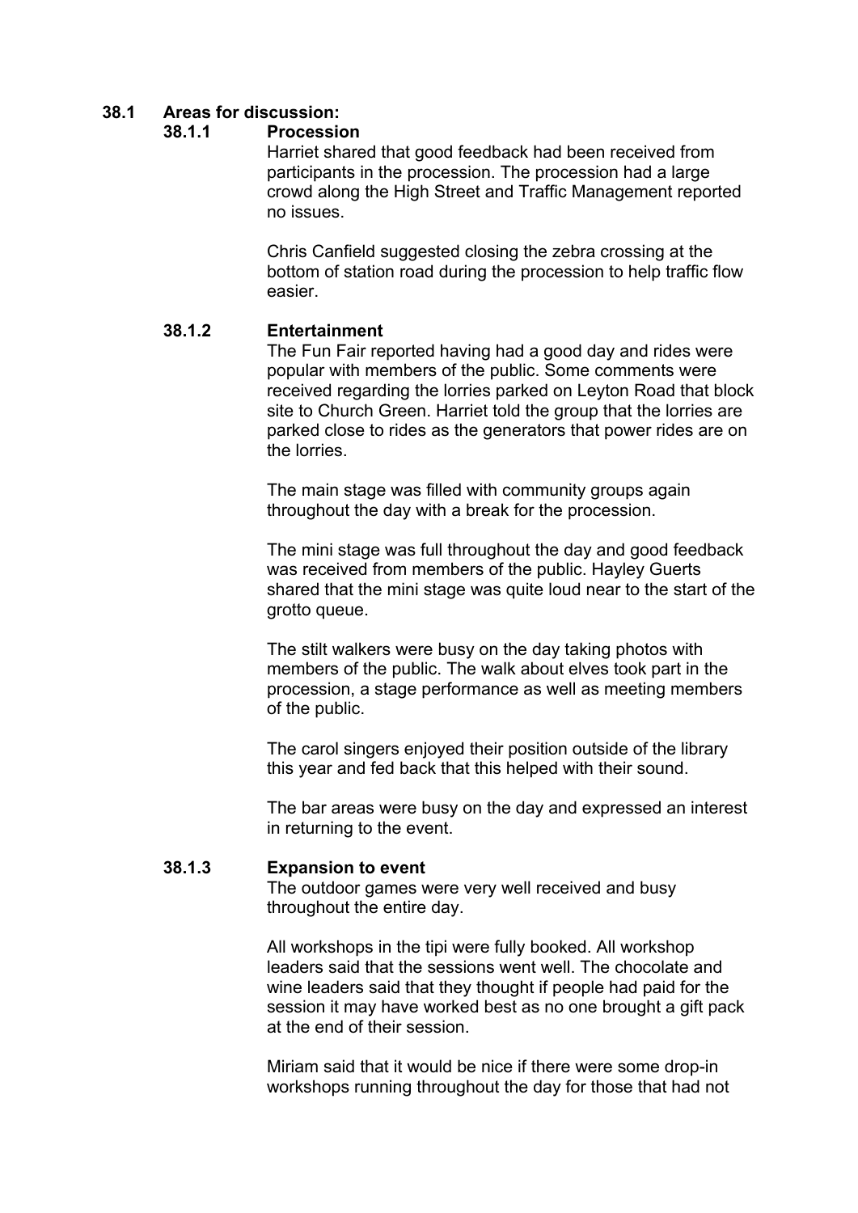## 38.1 Areas for discussion:

### 38.1.1 Procession

Harriet shared that good feedback had been received from participants in the procession. The procession had a large crowd along the High Street and Traffic Management reported no issues.

Chris Canfield suggested closing the zebra crossing at the bottom of station road during the procession to help traffic flow easier.

### 38.1.2 Entertainment

The Fun Fair reported having had a good day and rides were popular with members of the public. Some comments were received regarding the lorries parked on Leyton Road that block site to Church Green. Harriet told the group that the lorries are parked close to rides as the generators that power rides are on the lorries.

The main stage was filled with community groups again throughout the day with a break for the procession.

The mini stage was full throughout the day and good feedback was received from members of the public. Hayley Guerts shared that the mini stage was quite loud near to the start of the grotto queue.

The stilt walkers were busy on the day taking photos with members of the public. The walk about elves took part in the procession, a stage performance as well as meeting members of the public.

The carol singers enjoyed their position outside of the library this year and fed back that this helped with their sound.

The bar areas were busy on the day and expressed an interest in returning to the event.

### 38.1.3 Expansion to event

The outdoor games were very well received and busy throughout the entire day.

All workshops in the tipi were fully booked. All workshop leaders said that the sessions went well. The chocolate and wine leaders said that they thought if people had paid for the session it may have worked best as no one brought a gift pack at the end of their session.

Miriam said that it would be nice if there were some drop-in workshops running throughout the day for those that had not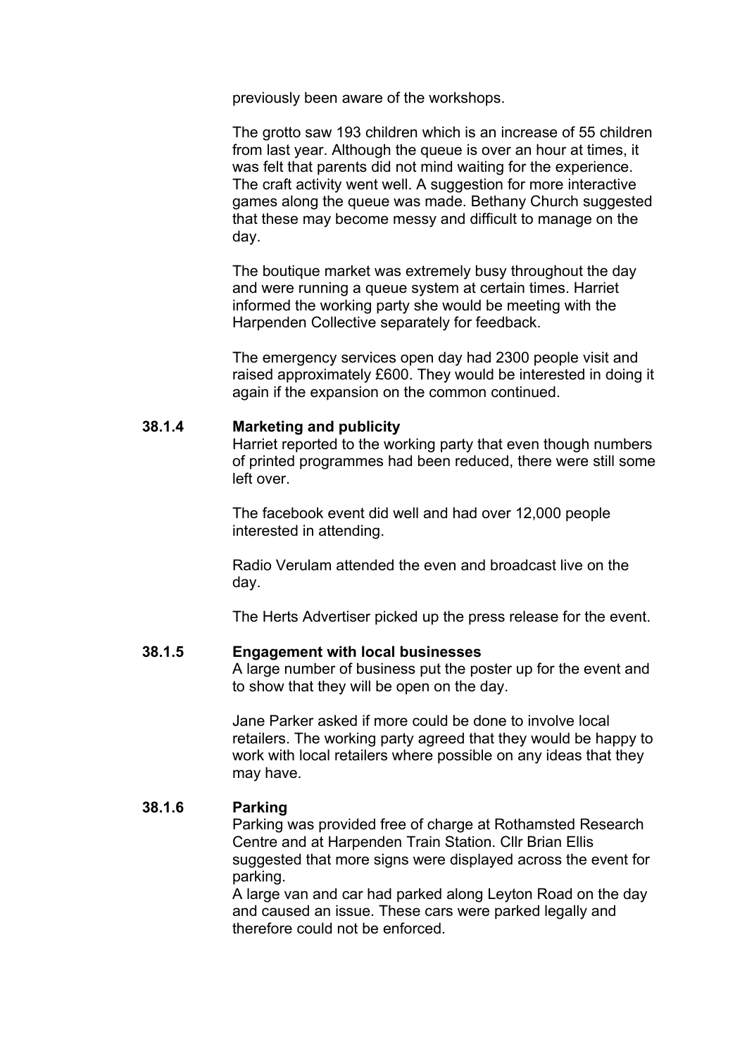previously been aware of the workshops.

The grotto saw 193 children which is an increase of 55 children from last year. Although the queue is over an hour at times, it was felt that parents did not mind waiting for the experience. The craft activity went well. A suggestion for more interactive games along the queue was made. Bethany Church suggested that these may become messy and difficult to manage on the day.

The boutique market was extremely busy throughout the day and were running a queue system at certain times. Harriet informed the working party she would be meeting with the Harpenden Collective separately for feedback.

The emergency services open day had 2300 people visit and raised approximately £600. They would be interested in doing it again if the expansion on the common continued.

**38.1.4 Marketing and publicity**

Harriet reported to the working party that even though numbers of printed programmes had been reduced, there were still some left over.

The facebook event did well and had over 12,000 people interested in attending.

Radio Verulam attended the even and broadcast live on the day.

The Herts Advertiser picked up the press release for the event.

**38.1.5 Engagement with local businesses**

A large number of business put the poster up for the event and to show that they will be open on the day.

Jane Parker asked if more could be done to involve local retailers. The working party agreed that they would be happy to work with local retailers where possible on any ideas that they may have.

**38.1.6 Parking**

Parking was provided free of charge at Rothamsted Research Centre and at Harpenden Train Station. Cllr Brian Ellis suggested that more signs were displayed across the event for parking.

A large van and car had parked along Leyton Road on the day and caused an issue. These cars were parked legally and therefore could not be enforced.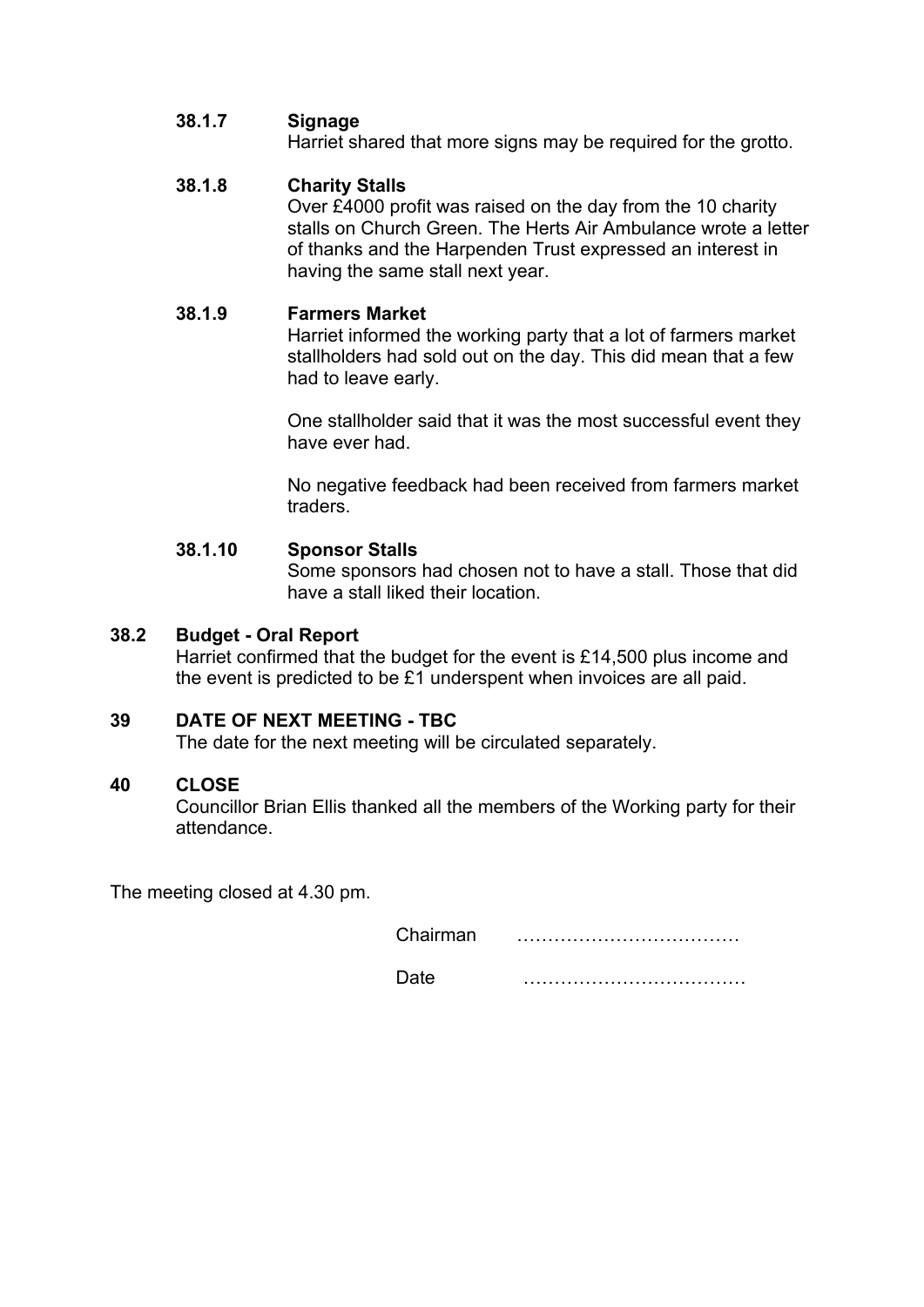**38.1.7 Signage**

Harriet shared that more signs may be required for the grotto.

**38.1.8 Charity Stalls**

Over £4000 profit was raised on the day from the 10 charity stalls on Church Green. The Herts Air Ambulance wrote a letter of thanks and the Harpenden Trust expressed an interest in having the same stall next year.

**38.1.9 Farmers Market**

Harriet informed the working party that a lot of farmers market stallholders had sold out on the day. This did mean that a few had to leave early.

One stallholder said that it was the most successful event they have ever had.

No negative feedback had been received from farmers market traders.

**38.1.10 Sponsor Stalls**

Some sponsors had chosen not to have a stall. Those that did have a stall liked their location.

**38.2 Budget - Oral Report**

Harriet confirmed that the budget for the event is £14,500 plus income and the event is predicted to be £1 underspent when invoices are all paid.

**39 DATE OF NEXT MEETING - TBC**

The date for the next meeting will be circulated separately.

**40 CLOSE**

Councillor Brian Ellis thanked all the members of the Working party for their attendance.

The meeting closed at 4.30 pm.

Chairman ………………………………

Date ………………………………